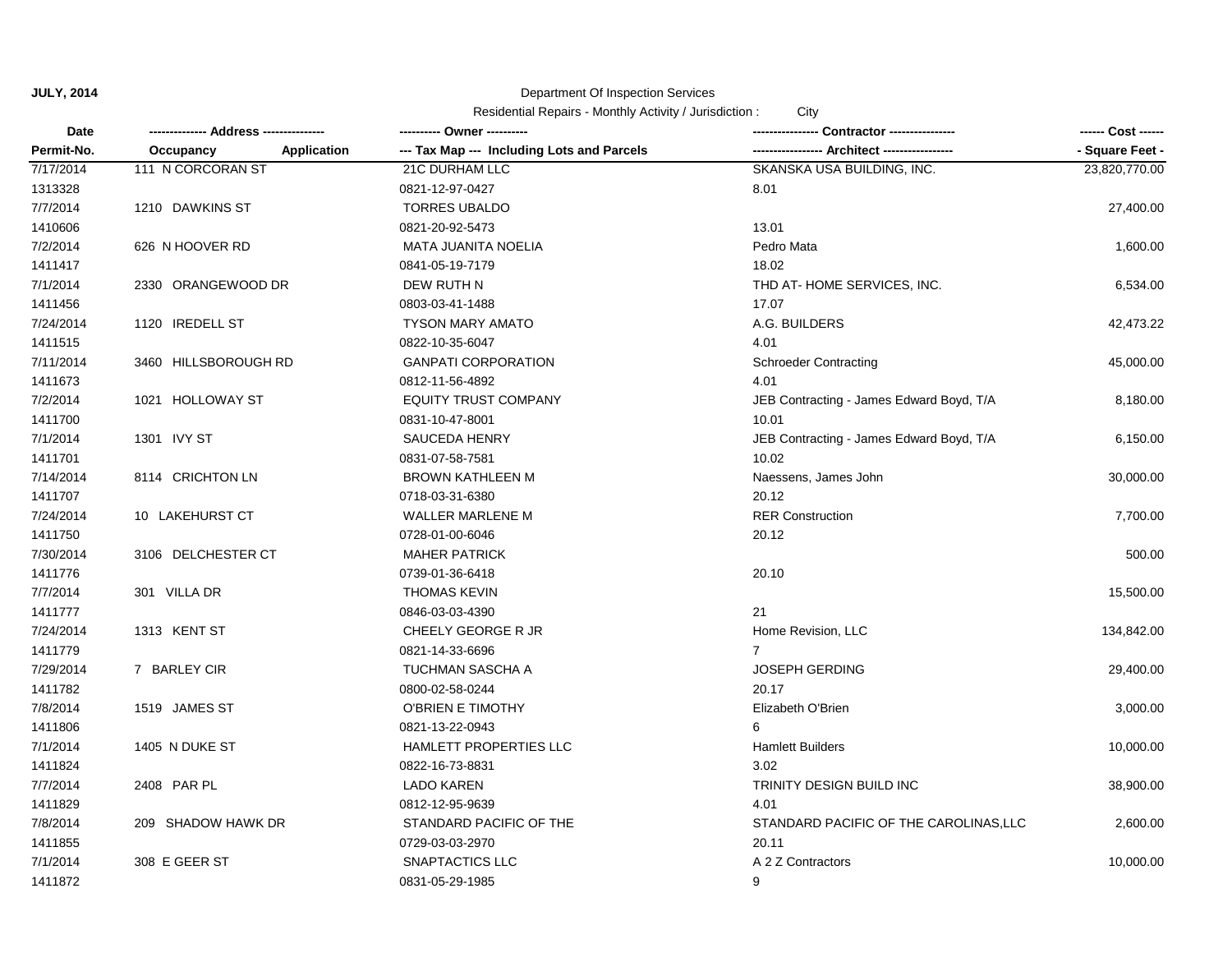**JULY, 2014**

Department Of Inspection Services

Residential Repairs - Monthly Activity / Jurisdiction : City

| Date / Permit-No. | Address / Occupancy / Application | Owner / Tax Map --- Including Lots and Parcels | Contractor / Architect | Cost / Square Feet |
|---|---|---|---|---|
| 7/17/2014 | 111 N CORCORAN ST | 21C DURHAM LLC | SKANSKA USA BUILDING, INC. | 23,820,770.00 |
| 1313328 | | 0821-12-97-0427 | 8.01 | |
| 7/7/2014 | 1210 DAWKINS ST | TORRES UBALDO | | 27,400.00 |
| 1410606 | | 0821-20-92-5473 | 13.01 | |
| 7/2/2014 | 626 N HOOVER RD | MATA JUANITA NOELIA | Pedro Mata | 1,600.00 |
| 1411417 | | 0841-05-19-7179 | 18.02 | |
| 7/1/2014 | 2330 ORANGEWOOD DR | DEW RUTH N | THD AT- HOME SERVICES, INC. | 6,534.00 |
| 1411456 | | 0803-03-41-1488 | 17.07 | |
| 7/24/2014 | 1120 IREDELL ST | TYSON MARY AMATO | A.G. BUILDERS | 42,473.22 |
| 1411515 | | 0822-10-35-6047 | 4.01 | |
| 7/11/2014 | 3460 HILLSBOROUGH RD | GANPATI CORPORATION | Schroeder Contracting | 45,000.00 |
| 1411673 | | 0812-11-56-4892 | 4.01 | |
| 7/2/2014 | 1021 HOLLOWAY ST | EQUITY TRUST COMPANY | JEB Contracting - James Edward Boyd, T/A | 8,180.00 |
| 1411700 | | 0831-10-47-8001 | 10.01 | |
| 7/1/2014 | 1301 IVY ST | SAUCEDA HENRY | JEB Contracting - James Edward Boyd, T/A | 6,150.00 |
| 1411701 | | 0831-07-58-7581 | 10.02 | |
| 7/14/2014 | 8114 CRICHTON LN | BROWN KATHLEEN M | Naessens, James John | 30,000.00 |
| 1411707 | | 0718-03-31-6380 | 20.12 | |
| 7/24/2014 | 10 LAKEHURST CT | WALLER MARLENE M | RER Construction | 7,700.00 |
| 1411750 | | 0728-01-00-6046 | 20.12 | |
| 7/30/2014 | 3106 DELCHESTER CT | MAHER PATRICK | | 500.00 |
| 1411776 | | 0739-01-36-6418 | 20.10 | |
| 7/7/2014 | 301 VILLA DR | THOMAS KEVIN | | 15,500.00 |
| 1411777 | | 0846-03-03-4390 | 21 | |
| 7/24/2014 | 1313 KENT ST | CHEELY GEORGE R JR | Home Revision, LLC | 134,842.00 |
| 1411779 | | 0821-14-33-6696 | 7 | |
| 7/29/2014 | 7 BARLEY CIR | TUCHMAN SASCHA A | JOSEPH GERDING | 29,400.00 |
| 1411782 | | 0800-02-58-0244 | 20.17 | |
| 7/8/2014 | 1519 JAMES ST | O'BRIEN E TIMOTHY | Elizabeth O'Brien | 3,000.00 |
| 1411806 | | 0821-13-22-0943 | 6 | |
| 7/1/2014 | 1405 N DUKE ST | HAMLETT PROPERTIES LLC | Hamlett Builders | 10,000.00 |
| 1411824 | | 0822-16-73-8831 | 3.02 | |
| 7/7/2014 | 2408 PAR PL | LADO KAREN | TRINITY DESIGN BUILD INC | 38,900.00 |
| 1411829 | | 0812-12-95-9639 | 4.01 | |
| 7/8/2014 | 209 SHADOW HAWK DR | STANDARD PACIFIC OF THE | STANDARD PACIFIC OF THE CAROLINAS,LLC | 2,600.00 |
| 1411855 | | 0729-03-03-2970 | 20.11 | |
| 7/1/2014 | 308 E GEER ST | SNAPTACTICS LLC | A 2 Z Contractors | 10,000.00 |
| 1411872 | | 0831-05-29-1985 | 9 | |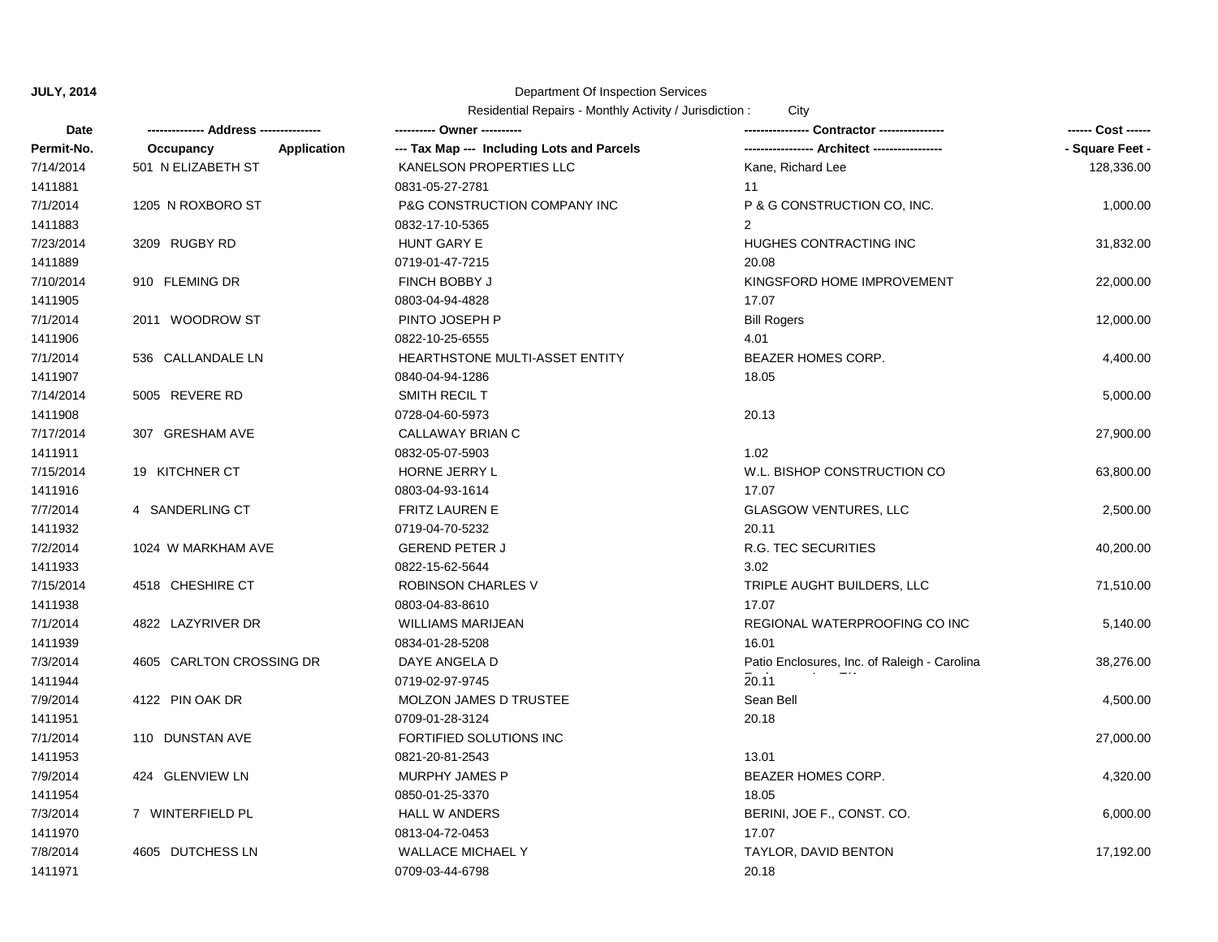**JULY, 2014**

Department Of Inspection Services

Residential Repairs - Monthly Activity / Jurisdiction : City

| Date<br>Permit-No. | ------------- Address --------------<br>Occupancy Application | ---------- Owner ----------<br>--- Tax Map --- Including Lots and Parcels | --------------- Contractor ---------------<br>---------------- Architect ---------------- | ------ Cost ------<br>- Square Feet - |
|---|---|---|---|---|
| 7/14/2014<br>1411881 | 501 N ELIZABETH ST | KANELSON PROPERTIES LLC<br>0831-05-27-2781 | Kane, Richard Lee<br>11 | 128,336.00 |
| 7/1/2014<br>1411883 | 1205 N ROXBORO ST | P&G CONSTRUCTION COMPANY INC<br>0832-17-10-5365 | P & G CONSTRUCTION CO, INC.<br>2 | 1,000.00 |
| 7/23/2014<br>1411889 | 3209 RUGBY RD | HUNT GARY E<br>0719-01-47-7215 | HUGHES CONTRACTING INC<br>20.08 | 31,832.00 |
| 7/10/2014<br>1411905 | 910 FLEMING DR | FINCH BOBBY J<br>0803-04-94-4828 | KINGSFORD HOME IMPROVEMENT<br>17.07 | 22,000.00 |
| 7/1/2014<br>1411906 | 2011 WOODROW ST | PINTO JOSEPH P<br>0822-10-25-6555 | Bill Rogers<br>4.01 | 12,000.00 |
| 7/1/2014<br>1411907 | 536 CALLANDALE LN | HEARTHSTONE MULTI-ASSET ENTITY<br>0840-04-94-1286 | BEAZER HOMES CORP.<br>18.05 | 4,400.00 |
| 7/14/2014<br>1411908 | 5005 REVERE RD | SMITH RECIL T<br>0728-04-60-5973 | <br>20.13 | 5,000.00 |
| 7/17/2014<br>1411911 | 307 GRESHAM AVE | CALLAWAY BRIAN C<br>0832-05-07-5903 | <br>1.02 | 27,900.00 |
| 7/15/2014<br>1411916 | 19 KITCHNER CT | HORNE JERRY L<br>0803-04-93-1614 | W.L. BISHOP CONSTRUCTION CO<br>17.07 | 63,800.00 |
| 7/7/2014<br>1411932 | 4 SANDERLING CT | FRITZ LAUREN E<br>0719-04-70-5232 | GLASGOW VENTURES, LLC<br>20.11 | 2,500.00 |
| 7/2/2014<br>1411933 | 1024 W MARKHAM AVE | GEREND PETER J<br>0822-15-62-5644 | R.G. TEC SECURITIES<br>3.02 | 40,200.00 |
| 7/15/2014<br>1411938 | 4518 CHESHIRE CT | ROBINSON CHARLES V<br>0803-04-83-8610 | TRIPLE AUGHT BUILDERS, LLC<br>17.07 | 71,510.00 |
| 7/1/2014<br>1411939 | 4822 LAZYRIVER DR | WILLIAMS MARIJEAN<br>0834-01-28-5208 | REGIONAL WATERPROOFING CO INC<br>16.01 | 5,140.00 |
| 7/3/2014<br>1411944 | 4605 CARLTON CROSSING DR | DAYE ANGELA D<br>0719-02-97-9745 | Patio Enclosures, Inc. of Raleigh - Carolina<br>20.11 | 38,276.00 |
| 7/9/2014<br>1411951 | 4122 PIN OAK DR | MOLZON JAMES D TRUSTEE<br>0709-01-28-3124 | Sean Bell<br>20.18 | 4,500.00 |
| 7/1/2014<br>1411953 | 110 DUNSTAN AVE | FORTIFIED SOLUTIONS INC<br>0821-20-81-2543 | <br>13.01 | 27,000.00 |
| 7/9/2014<br>1411954 | 424 GLENVIEW LN | MURPHY JAMES P<br>0850-01-25-3370 | BEAZER HOMES CORP.<br>18.05 | 4,320.00 |
| 7/3/2014<br>1411970 | 7 WINTERFIELD PL | HALL W ANDERS<br>0813-04-72-0453 | BERINI, JOE F., CONST. CO.<br>17.07 | 6,000.00 |
| 7/8/2014<br>1411971 | 4605 DUTCHESS LN | WALLACE MICHAEL Y<br>0709-03-44-6798 | TAYLOR, DAVID BENTON<br>20.18 | 17,192.00 |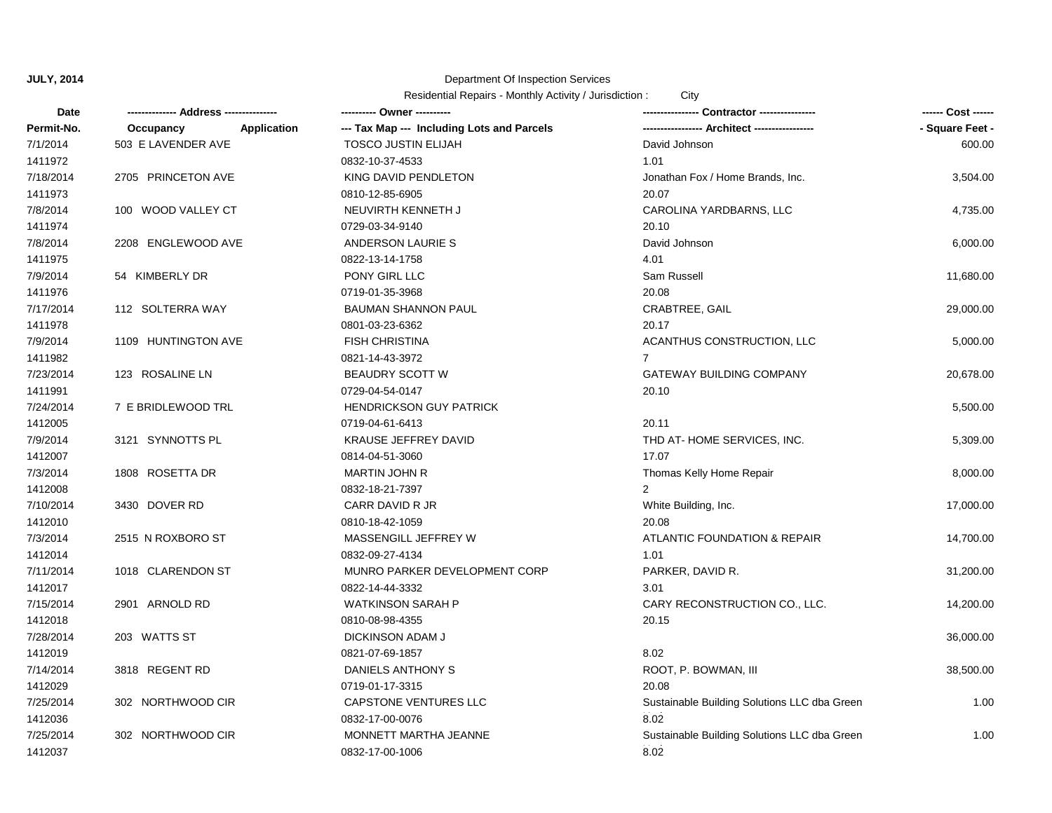**JULY, 2014**

Department Of Inspection Services

Residential Repairs - Monthly Activity / Jurisdiction : City

| Date<br>Permit-No. | ------------- Address ---------------<br>Occupancy Application | ---------- Owner ----------<br>--- Tax Map --- Including Lots and Parcels | --------------- Contractor ---------------<br>---------------- Architect ---------------- | ------ Cost ------<br>- Square Feet - |
|---|---|---|---|---|
| 7/1/2014<br>1411972 | 503 E LAVENDER AVE | TOSCO JUSTIN ELIJAH<br>0832-10-37-4533 | David Johnson<br>1.01 | 600.00 |
| 7/18/2014<br>1411973 | 2705 PRINCETON AVE | KING DAVID PENDLETON<br>0810-12-85-6905 | Jonathan Fox / Home Brands, Inc.<br>20.07 | 3,504.00 |
| 7/8/2014<br>1411974 | 100 WOOD VALLEY CT | NEUVIRTH KENNETH J<br>0729-03-34-9140 | CAROLINA YARDBARNS, LLC<br>20.10 | 4,735.00 |
| 7/8/2014<br>1411975 | 2208 ENGLEWOOD AVE | ANDERSON LAURIE S<br>0822-13-14-1758 | David Johnson<br>4.01 | 6,000.00 |
| 7/9/2014<br>1411976 | 54 KIMBERLY DR | PONY GIRL LLC<br>0719-01-35-3968 | Sam Russell<br>20.08 | 11,680.00 |
| 7/17/2014<br>1411978 | 112 SOLTERRA WAY | BAUMAN SHANNON PAUL<br>0801-03-23-6362 | CRABTREE, GAIL<br>20.17 | 29,000.00 |
| 7/9/2014<br>1411982 | 1109 HUNTINGTON AVE | FISH CHRISTINA<br>0821-14-43-3972 | ACANTHUS CONSTRUCTION, LLC<br>7 | 5,000.00 |
| 7/23/2014<br>1411991 | 123 ROSALINE LN | BEAUDRY SCOTT W<br>0729-04-54-0147 | GATEWAY BUILDING COMPANY<br>20.10 | 20,678.00 |
| 7/24/2014<br>1412005 | 7 E BRIDLEWOOD TRL | HENDRICKSON GUY PATRICK<br>0719-04-61-6413 | <br>20.11 | 5,500.00 |
| 7/9/2014<br>1412007 | 3121 SYNNOTTS PL | KRAUSE JEFFREY DAVID<br>0814-04-51-3060 | THD AT- HOME SERVICES, INC.<br>17.07 | 5,309.00 |
| 7/3/2014<br>1412008 | 1808 ROSETTA DR | MARTIN JOHN R<br>0832-18-21-7397 | Thomas Kelly Home Repair<br>2 | 8,000.00 |
| 7/10/2014<br>1412010 | 3430 DOVER RD | CARR DAVID R JR<br>0810-18-42-1059 | White Building, Inc.<br>20.08 | 17,000.00 |
| 7/3/2014<br>1412014 | 2515 N ROXBORO ST | MASSENGILL JEFFREY W<br>0832-09-27-4134 | ATLANTIC FOUNDATION & REPAIR<br>1.01 | 14,700.00 |
| 7/11/2014<br>1412017 | 1018 CLARENDON ST | MUNRO PARKER DEVELOPMENT CORP<br>0822-14-44-3332 | PARKER, DAVID R.<br>3.01 | 31,200.00 |
| 7/15/2014<br>1412018 | 2901 ARNOLD RD | WATKINSON SARAH P<br>0810-08-98-4355 | CARY RECONSTRUCTION CO., LLC.<br>20.15 | 14,200.00 |
| 7/28/2014<br>1412019 | 203 WATTS ST | DICKINSON ADAM J<br>0821-07-69-1857 | <br>8.02 | 36,000.00 |
| 7/14/2014<br>1412029 | 3818 REGENT RD | DANIELS ANTHONY S<br>0719-01-17-3315 | ROOT, P. BOWMAN, III<br>20.08 | 38,500.00 |
| 7/25/2014<br>1412036 | 302 NORTHWOOD CIR | CAPSTONE VENTURES LLC<br>0832-17-00-0076 | Sustainable Building Solutions LLC dba Green<br>8.02 | 1.00 |
| 7/25/2014<br>1412037 | 302 NORTHWOOD CIR | MONNETT MARTHA JEANNE<br>0832-17-00-1006 | Sustainable Building Solutions LLC dba Green<br>8.02 | 1.00 |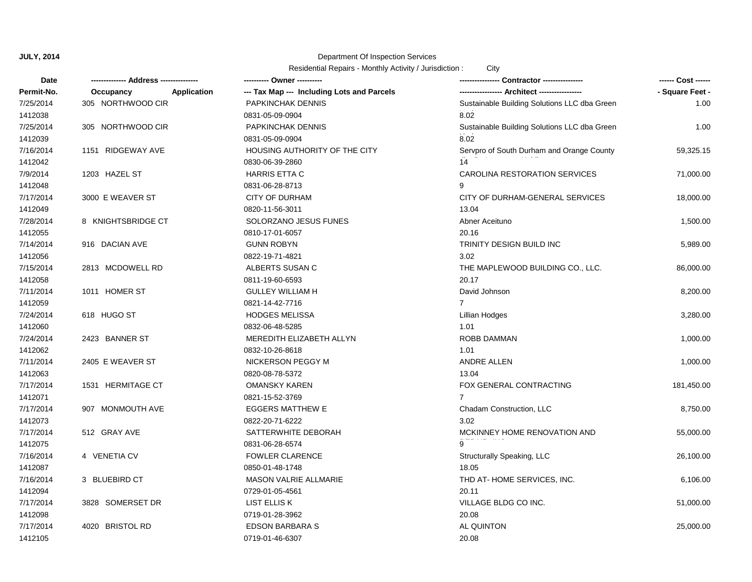**JULY, 2014**

Department Of Inspection Services

Residential Repairs - Monthly Activity / Jurisdiction : City

| Date<br>Permit-No. | ------------- Address --------------<br>Occupancy Application | ---------- Owner ----------<br>--- Tax Map --- Including Lots and Parcels | --------------- Contractor ---------------<br>---------------- Architect ---------------- | ------ Cost ------<br>- Square Feet - |
|---|---|---|---|---|
| 7/25/2014<br>1412038 | 305 NORTHWOOD CIR | PAPKINCHAK DENNIS<br>0831-05-09-0904 | Sustainable Building Solutions LLC dba Green<br>8.02 | 1.00 |
| 7/25/2014<br>1412039 | 305 NORTHWOOD CIR | PAPKINCHAK DENNIS<br>0831-05-09-0904 | Sustainable Building Solutions LLC dba Green<br>8.02 | 1.00 |
| 7/16/2014<br>1412042 | 1151 RIDGEWAY AVE | HOUSING AUTHORITY OF THE CITY<br>0830-06-39-2860 | Servpro of South Durham and Orange County<br>14 | 59,325.15 |
| 7/9/2014<br>1412048 | 1203 HAZEL ST | HARRIS ETTA C<br>0831-06-28-8713 | CAROLINA RESTORATION SERVICES<br>9 | 71,000.00 |
| 7/17/2014<br>1412049 | 3000 E WEAVER ST | CITY OF DURHAM<br>0820-11-56-3011 | CITY OF DURHAM-GENERAL SERVICES<br>13.04 | 18,000.00 |
| 7/28/2014<br>1412055 | 8 KNIGHTSBRIDGE CT | SOLORZANO JESUS FUNES<br>0810-17-01-6057 | Abner Aceituno<br>20.16 | 1,500.00 |
| 7/14/2014<br>1412056 | 916 DACIAN AVE | GUNN ROBYN<br>0822-19-71-4821 | TRINITY DESIGN BUILD INC<br>3.02 | 5,989.00 |
| 7/15/2014<br>1412058 | 2813 MCDOWELL RD | ALBERTS SUSAN C<br>0811-19-60-6593 | THE MAPLEWOOD BUILDING CO., LLC.<br>20.17 | 86,000.00 |
| 7/11/2014<br>1412059 | 1011 HOMER ST | GULLEY WILLIAM H<br>0821-14-42-7716 | David Johnson<br>7 | 8,200.00 |
| 7/24/2014<br>1412060 | 618 HUGO ST | HODGES MELISSA<br>0832-06-48-5285 | Lillian Hodges<br>1.01 | 3,280.00 |
| 7/24/2014<br>1412062 | 2423 BANNER ST | MEREDITH ELIZABETH ALLYN<br>0832-10-26-8618 | ROBB DAMMAN<br>1.01 | 1,000.00 |
| 7/11/2014<br>1412063 | 2405 E WEAVER ST | NICKERSON PEGGY M<br>0820-08-78-5372 | ANDRE ALLEN<br>13.04 | 1,000.00 |
| 7/17/2014<br>1412071 | 1531 HERMITAGE CT | OMANSKY KAREN<br>0821-15-52-3769 | FOX GENERAL CONTRACTING<br>7 | 181,450.00 |
| 7/17/2014<br>1412073 | 907 MONMOUTH AVE | EGGERS MATTHEW E<br>0822-20-71-6222 | Chadam Construction, LLC<br>3.02 | 8,750.00 |
| 7/17/2014<br>1412075 | 512 GRAY AVE | SATTERWHITE DEBORAH<br>0831-06-28-6574 | MCKINNEY HOME RENOVATION AND<br>9 | 55,000.00 |
| 7/16/2014<br>1412087 | 4 VENETIA CV | FOWLER CLARENCE<br>0850-01-48-1748 | Structurally Speaking, LLC<br>18.05 | 26,100.00 |
| 7/16/2014<br>1412094 | 3 BLUEBIRD CT | MASON VALRIE ALLMARIE<br>0729-01-05-4561 | THD AT- HOME SERVICES, INC.<br>20.11 | 6,106.00 |
| 7/17/2014<br>1412098 | 3828 SOMERSET DR | LIST ELLIS K<br>0719-01-28-3962 | VILLAGE BLDG CO INC.<br>20.08 | 51,000.00 |
| 7/17/2014<br>1412105 | 4020 BRISTOL RD | EDSON BARBARA S<br>0719-01-46-6307 | AL QUINTON<br>20.08 | 25,000.00 |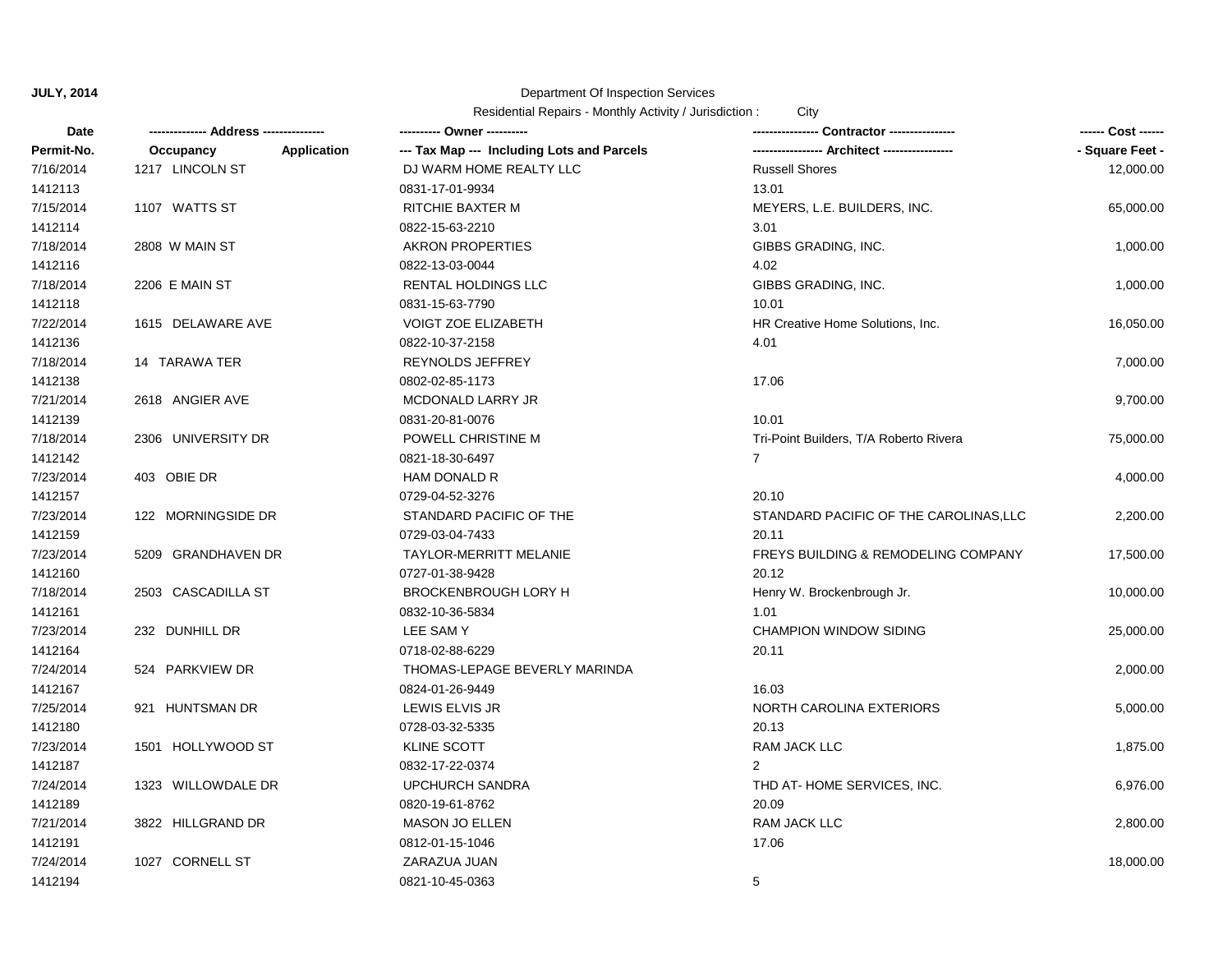**JULY, 2014**

Department Of Inspection Services

Residential Repairs - Monthly Activity / Jurisdiction : City

| Date<br>Permit-No. | ------------- Address --------------<br>Occupancy Application | ---------- Owner ----------<br>--- Tax Map --- Including Lots and Parcels | --------------- Contractor ---------------<br>---------------- Architect ---------------- | ------ Cost ------<br>- Square Feet - |
|---|---|---|---|---|
| 7/16/2014<br>1412113 | 1217 LINCOLN ST | DJ WARM HOME REALTY LLC<br>0831-17-01-9934 | Russell Shores<br>13.01 | 12,000.00 |
| 7/15/2014<br>1412114 | 1107 WATTS ST | RITCHIE BAXTER M<br>0822-15-63-2210 | MEYERS, L.E. BUILDERS, INC.<br>3.01 | 65,000.00 |
| 7/18/2014<br>1412116 | 2808 W MAIN ST | AKRON PROPERTIES<br>0822-13-03-0044 | GIBBS GRADING, INC.<br>4.02 | 1,000.00 |
| 7/18/2014<br>1412118 | 2206 E MAIN ST | RENTAL HOLDINGS LLC<br>0831-15-63-7790 | GIBBS GRADING, INC.<br>10.01 | 1,000.00 |
| 7/22/2014<br>1412136 | 1615 DELAWARE AVE | VOIGT ZOE ELIZABETH<br>0822-10-37-2158 | HR Creative Home Solutions, Inc.<br>4.01 | 16,050.00 |
| 7/18/2014<br>1412138 | 14 TARAWA TER | REYNOLDS JEFFREY<br>0802-02-85-1173 | <br>17.06 | 7,000.00 |
| 7/21/2014<br>1412139 | 2618 ANGIER AVE | MCDONALD LARRY JR<br>0831-20-81-0076 | <br>10.01 | 9,700.00 |
| 7/18/2014<br>1412142 | 2306 UNIVERSITY DR | POWELL CHRISTINE M<br>0821-18-30-6497 | Tri-Point Builders, T/A Roberto Rivera<br>7 | 75,000.00 |
| 7/23/2014<br>1412157 | 403 OBIE DR | HAM DONALD R<br>0729-04-52-3276 | <br>20.10 | 4,000.00 |
| 7/23/2014<br>1412159 | 122 MORNINGSIDE DR | STANDARD PACIFIC OF THE<br>0729-03-04-7433 | STANDARD PACIFIC OF THE CAROLINAS,LLC<br>20.11 | 2,200.00 |
| 7/23/2014<br>1412160 | 5209 GRANDHAVEN DR | TAYLOR-MERRITT MELANIE<br>0727-01-38-9428 | FREYS BUILDING & REMODELING COMPANY<br>20.12 | 17,500.00 |
| 7/18/2014<br>1412161 | 2503 CASCADILLA ST | BROCKENBROUGH LORY H<br>0832-10-36-5834 | Henry W. Brockenbrough Jr.<br>1.01 | 10,000.00 |
| 7/23/2014<br>1412164 | 232 DUNHILL DR | LEE SAM Y<br>0718-02-88-6229 | CHAMPION WINDOW SIDING<br>20.11 | 25,000.00 |
| 7/24/2014<br>1412167 | 524 PARKVIEW DR | THOMAS-LEPAGE BEVERLY MARINDA<br>0824-01-26-9449 | <br>16.03 | 2,000.00 |
| 7/25/2014<br>1412180 | 921 HUNTSMAN DR | LEWIS ELVIS JR<br>0728-03-32-5335 | NORTH CAROLINA EXTERIORS<br>20.13 | 5,000.00 |
| 7/23/2014<br>1412187 | 1501 HOLLYWOOD ST | KLINE SCOTT<br>0832-17-22-0374 | RAM JACK LLC<br>2 | 1,875.00 |
| 7/24/2014<br>1412189 | 1323 WILLOWDALE DR | UPCHURCH SANDRA<br>0820-19-61-8762 | THD AT- HOME SERVICES, INC.<br>20.09 | 6,976.00 |
| 7/21/2014<br>1412191 | 3822 HILLGRAND DR | MASON JO ELLEN<br>0812-01-15-1046 | RAM JACK LLC<br>17.06 | 2,800.00 |
| 7/24/2014<br>1412194 | 1027 CORNELL ST | ZARAZUA JUAN<br>0821-10-45-0363 | <br>5 | 18,000.00 |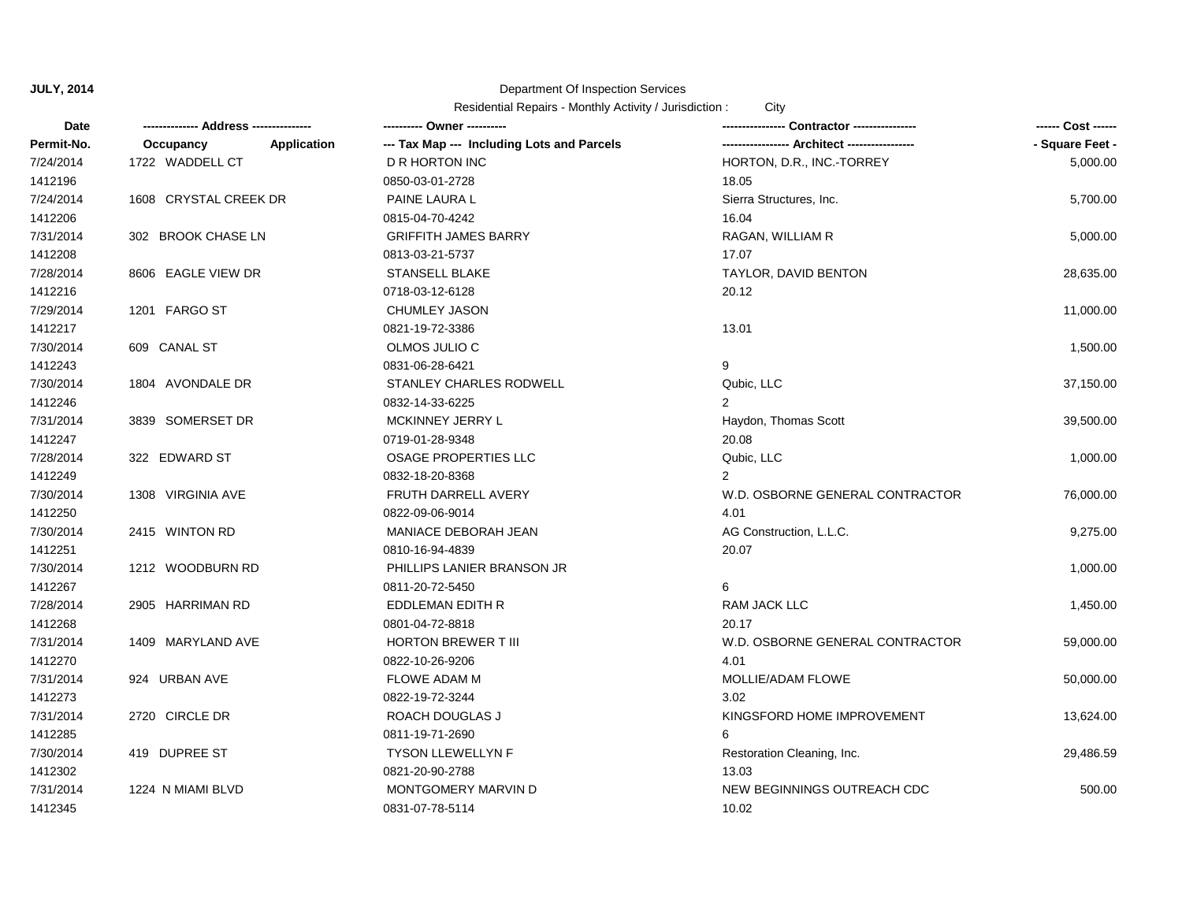**JULY, 2014**

Department Of Inspection Services

Residential Repairs - Monthly Activity / Jurisdiction : City

| Date<br>Permit-No. | ------------- Address --------------<br>Occupancy Application | ---------- Owner ----------<br>--- Tax Map --- Including Lots and Parcels | --------------- Contractor ---------------<br>---------------- Architect ---------------- | ------ Cost ------<br>- Square Feet - |
|---|---|---|---|---|
| 7/24/2014<br>1412196 | 1722 WADDELL CT | D R HORTON INC<br>0850-03-01-2728 | HORTON, D.R., INC.-TORREY<br>18.05 | 5,000.00 |
| 7/24/2014<br>1412206 | 1608 CRYSTAL CREEK DR | PAINE LAURA L<br>0815-04-70-4242 | Sierra Structures, Inc.<br>16.04 | 5,700.00 |
| 7/31/2014<br>1412208 | 302 BROOK CHASE LN | GRIFFITH JAMES BARRY<br>0813-03-21-5737 | RAGAN, WILLIAM R<br>17.07 | 5,000.00 |
| 7/28/2014<br>1412216 | 8606 EAGLE VIEW DR | STANSELL BLAKE<br>0718-03-12-6128 | TAYLOR, DAVID BENTON<br>20.12 | 28,635.00 |
| 7/29/2014<br>1412217 | 1201 FARGO ST | CHUMLEY JASON<br>0821-19-72-3386 | <br>13.01 | 11,000.00 |
| 7/30/2014<br>1412243 | 609 CANAL ST | OLMOS JULIO C<br>0831-06-28-6421 | <br>9 | 1,500.00 |
| 7/30/2014<br>1412246 | 1804 AVONDALE DR | STANLEY CHARLES RODWELL<br>0832-14-33-6225 | Qubic, LLC<br>2 | 37,150.00 |
| 7/31/2014<br>1412247 | 3839 SOMERSET DR | MCKINNEY JERRY L<br>0719-01-28-9348 | Haydon, Thomas Scott<br>20.08 | 39,500.00 |
| 7/28/2014<br>1412249 | 322 EDWARD ST | OSAGE PROPERTIES LLC<br>0832-18-20-8368 | Qubic, LLC<br>2 | 1,000.00 |
| 7/30/2014<br>1412250 | 1308 VIRGINIA AVE | FRUTH DARRELL AVERY<br>0822-09-06-9014 | W.D. OSBORNE GENERAL CONTRACTOR<br>4.01 | 76,000.00 |
| 7/30/2014<br>1412251 | 2415 WINTON RD | MANIACE DEBORAH JEAN<br>0810-16-94-4839 | AG Construction, L.L.C.<br>20.07 | 9,275.00 |
| 7/30/2014<br>1412267 | 1212 WOODBURN RD | PHILLIPS LANIER BRANSON JR<br>0811-20-72-5450 | <br>6 | 1,000.00 |
| 7/28/2014<br>1412268 | 2905 HARRIMAN RD | EDDLEMAN EDITH R<br>0801-04-72-8818 | RAM JACK LLC<br>20.17 | 1,450.00 |
| 7/31/2014<br>1412270 | 1409 MARYLAND AVE | HORTON BREWER T III<br>0822-10-26-9206 | W.D. OSBORNE GENERAL CONTRACTOR<br>4.01 | 59,000.00 |
| 7/31/2014<br>1412273 | 924 URBAN AVE | FLOWE ADAM M<br>0822-19-72-3244 | MOLLIE/ADAM FLOWE<br>3.02 | 50,000.00 |
| 7/31/2014<br>1412285 | 2720 CIRCLE DR | ROACH DOUGLAS J<br>0811-19-71-2690 | KINGSFORD HOME IMPROVEMENT<br>6 | 13,624.00 |
| 7/30/2014<br>1412302 | 419 DUPREE ST | TYSON LLEWELLYN F<br>0821-20-90-2788 | Restoration Cleaning, Inc.<br>13.03 | 29,486.59 |
| 7/31/2014<br>1412345 | 1224 N MIAMI BLVD | MONTGOMERY MARVIN D<br>0831-07-78-5114 | NEW BEGINNINGS OUTREACH CDC<br>10.02 | 500.00 |